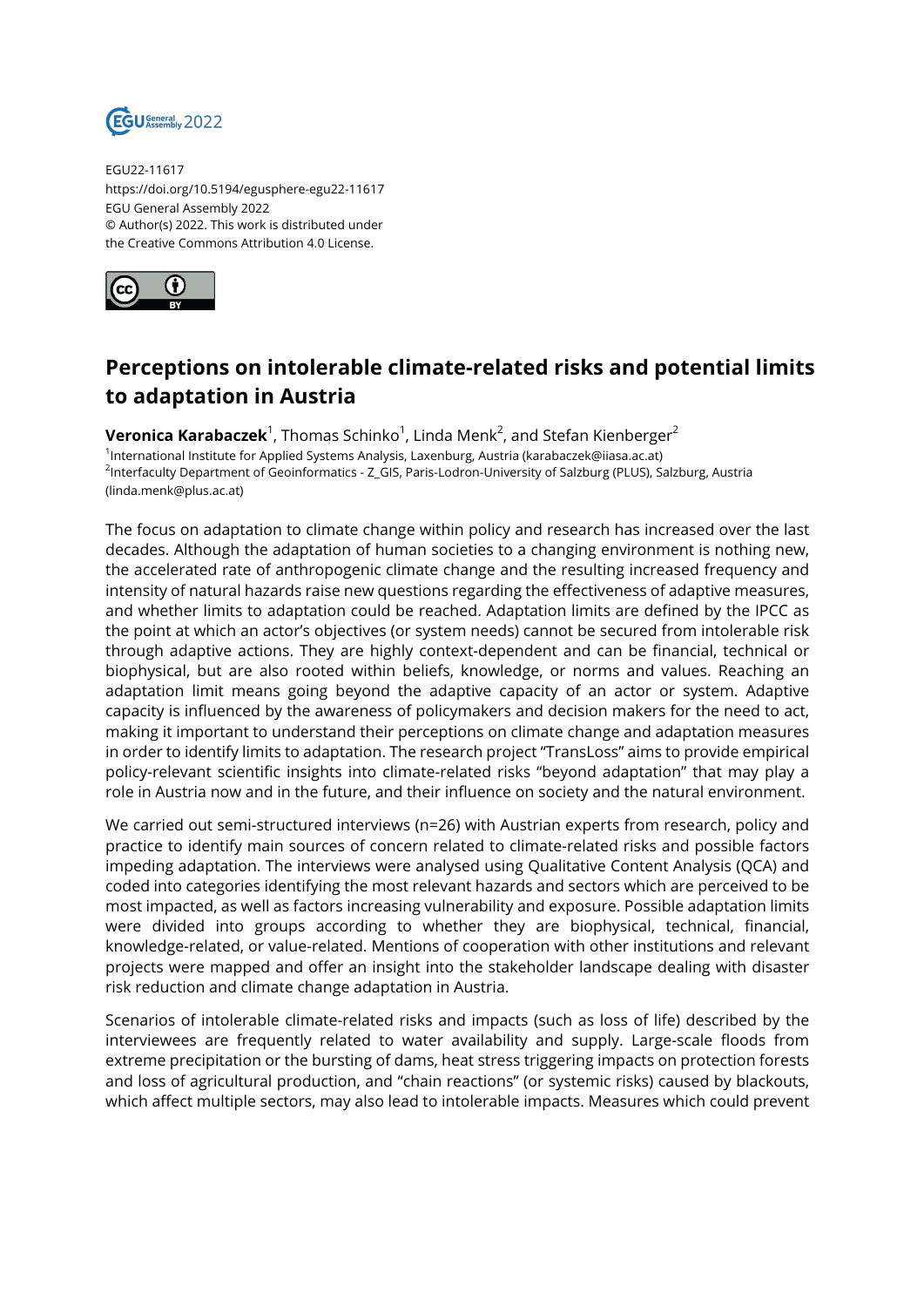EGU22-11617
https://doi.org/10.5194/egusphere-egu22-11617
EGU General Assembly 2022
© Author(s) 2022. This work is distributed under the Creative Commons Attribution 4.0 License.

# Perceptions on intolerable climate-related risks and potential limits to adaptation in Austria

**Veronica Karabaczek**[1], Thomas Schinko[1], Linda Menk[2], and Stefan Kienberger[2]

[1]International Institute for Applied Systems Analysis, Laxenburg, Austria (karabaczek@iiasa.ac.at)
[2]Interfaculty Department of Geoinformatics - Z_GIS, Paris-Lodron-University of Salzburg (PLUS), Salzburg, Austria (linda.menk@plus.ac.at)

The focus on adaptation to climate change within policy and research has increased over the last decades. Although the adaptation of human societies to a changing environment is nothing new, the accelerated rate of anthropogenic climate change and the resulting increased frequency and intensity of natural hazards raise new questions regarding the effectiveness of adaptive measures, and whether limits to adaptation could be reached. Adaptation limits are defined by the IPCC as the point at which an actor's objectives (or system needs) cannot be secured from intolerable risk through adaptive actions. They are highly context-dependent and can be financial, technical or biophysical, but are also rooted within beliefs, knowledge, or norms and values. Reaching an adaptation limit means going beyond the adaptive capacity of an actor or system. Adaptive capacity is influenced by the awareness of policymakers and decision makers for the need to act, making it important to understand their perceptions on climate change and adaptation measures in order to identify limits to adaptation. The research project "TransLoss" aims to provide empirical policy-relevant scientific insights into climate-related risks "beyond adaptation" that may play a role in Austria now and in the future, and their influence on society and the natural environment.

We carried out semi-structured interviews (n=26) with Austrian experts from research, policy and practice to identify main sources of concern related to climate-related risks and possible factors impeding adaptation. The interviews were analysed using Qualitative Content Analysis (QCA) and coded into categories identifying the most relevant hazards and sectors which are perceived to be most impacted, as well as factors increasing vulnerability and exposure. Possible adaptation limits were divided into groups according to whether they are biophysical, technical, financial, knowledge-related, or value-related. Mentions of cooperation with other institutions and relevant projects were mapped and offer an insight into the stakeholder landscape dealing with disaster risk reduction and climate change adaptation in Austria.

Scenarios of intolerable climate-related risks and impacts (such as loss of life) described by the interviewees are frequently related to water availability and supply. Large-scale floods from extreme precipitation or the bursting of dams, heat stress triggering impacts on protection forests and loss of agricultural production, and "chain reactions" (or systemic risks) caused by blackouts, which affect multiple sectors, may also lead to intolerable impacts. Measures which could prevent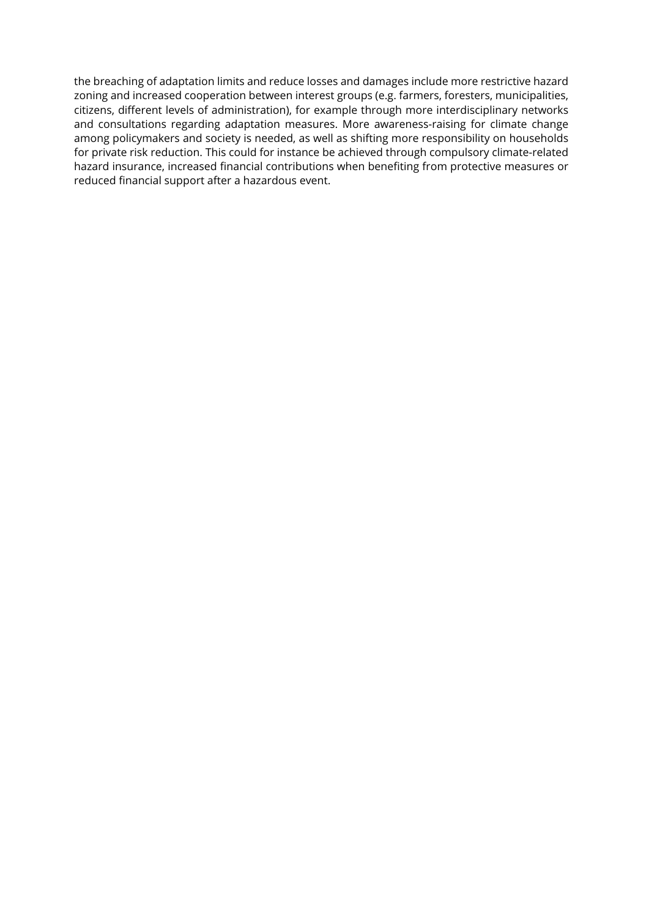the breaching of adaptation limits and reduce losses and damages include more restrictive hazard zoning and increased cooperation between interest groups (e.g. farmers, foresters, municipalities, citizens, different levels of administration), for example through more interdisciplinary networks and consultations regarding adaptation measures. More awareness-raising for climate change among policymakers and society is needed, as well as shifting more responsibility on households for private risk reduction. This could for instance be achieved through compulsory climate-related hazard insurance, increased financial contributions when benefiting from protective measures or reduced financial support after a hazardous event.